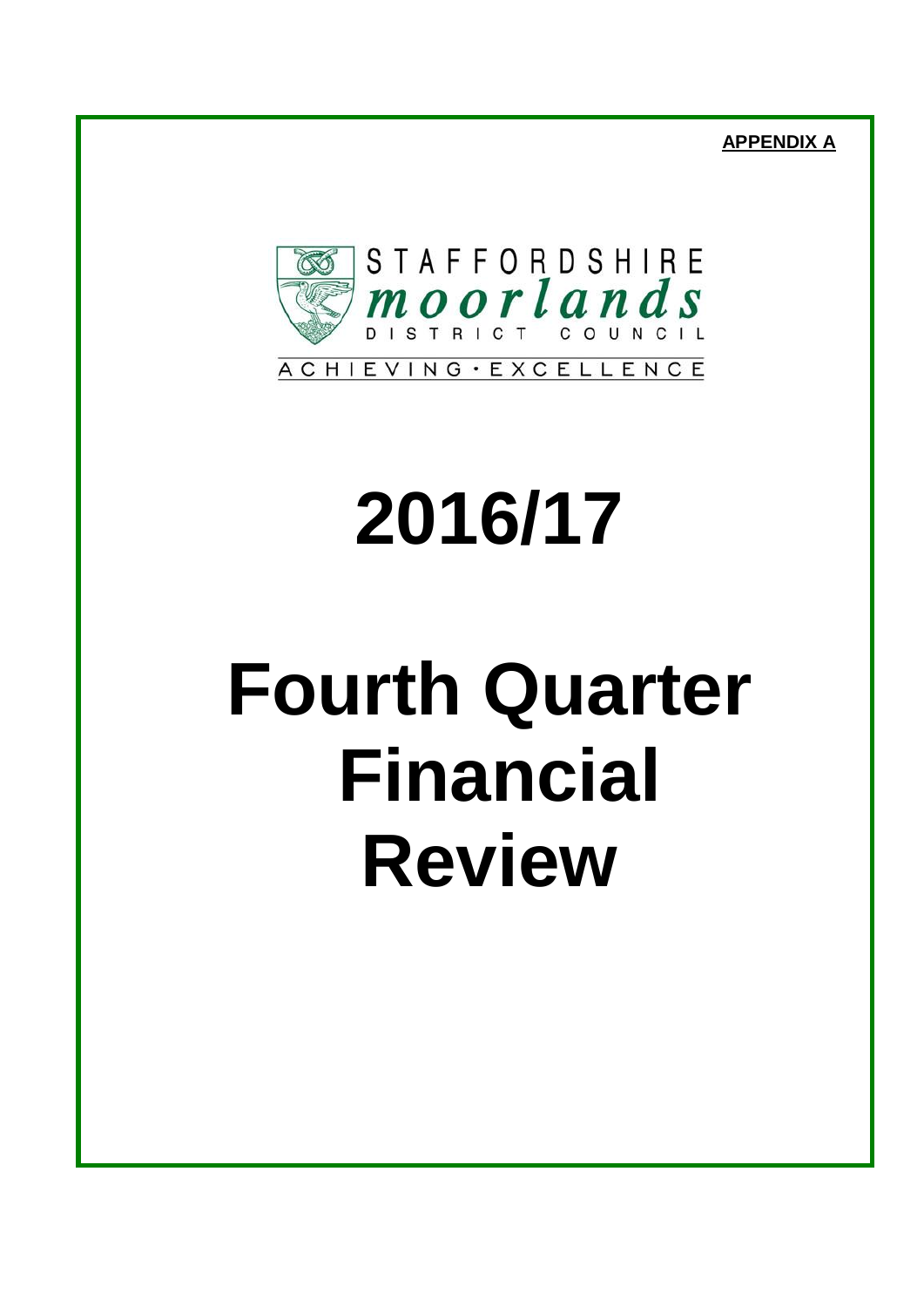**APPENDIX A**

STAFFORDSHIRE
*moorlands*
DISTRICT COUNCIL

ACHIEVING · EXCELLENCE

# 2016/17

# Fourth Quarter Financial Review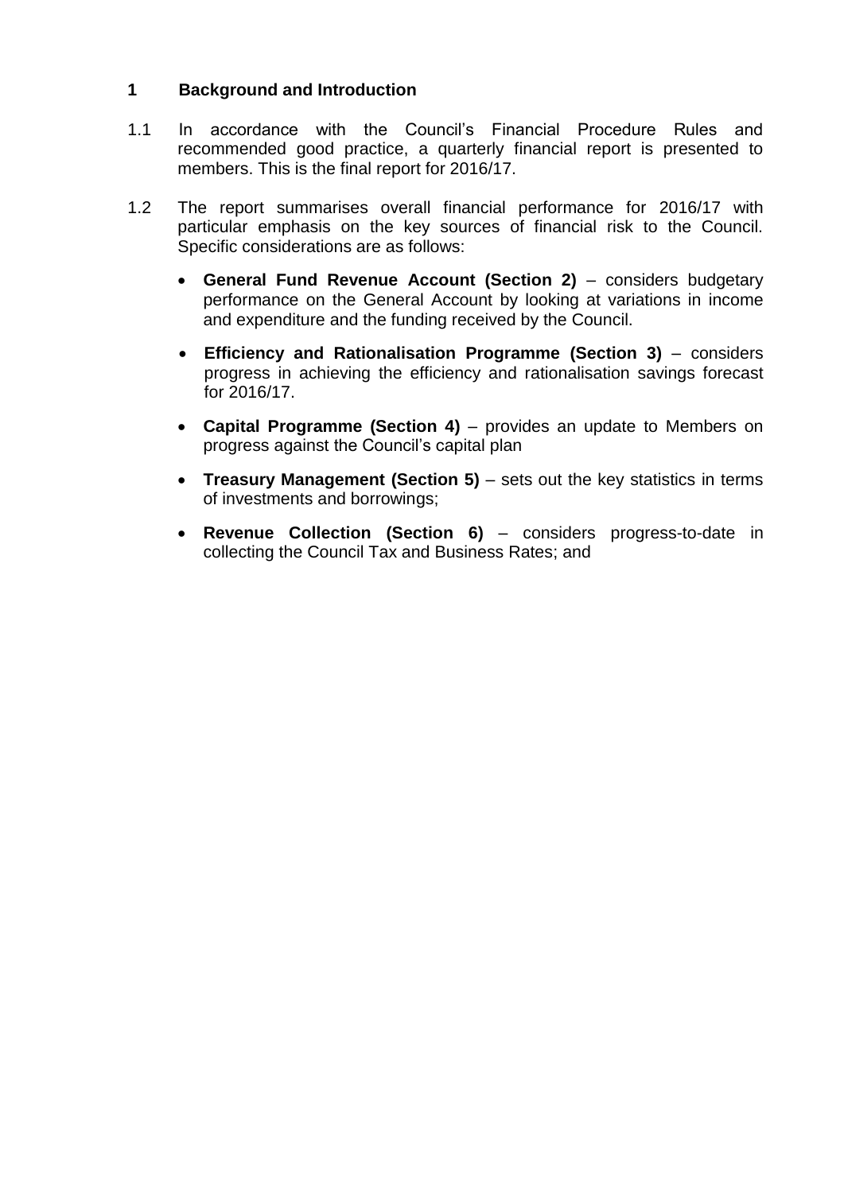## 1 Background and Introduction

1.1 In accordance with the Council's Financial Procedure Rules and recommended good practice, a quarterly financial report is presented to members. This is the final report for 2016/17.

1.2 The report summarises overall financial performance for 2016/17 with particular emphasis on the key sources of financial risk to the Council. Specific considerations are as follows:

- **General Fund Revenue Account (Section 2)** – considers budgetary performance on the General Account by looking at variations in income and expenditure and the funding received by the Council.
- **Efficiency and Rationalisation Programme (Section 3)** – considers progress in achieving the efficiency and rationalisation savings forecast for 2016/17.
- **Capital Programme (Section 4)** – provides an update to Members on progress against the Council's capital plan
- **Treasury Management (Section 5)** – sets out the key statistics in terms of investments and borrowings;
- **Revenue Collection (Section 6)** – considers progress-to-date in collecting the Council Tax and Business Rates; and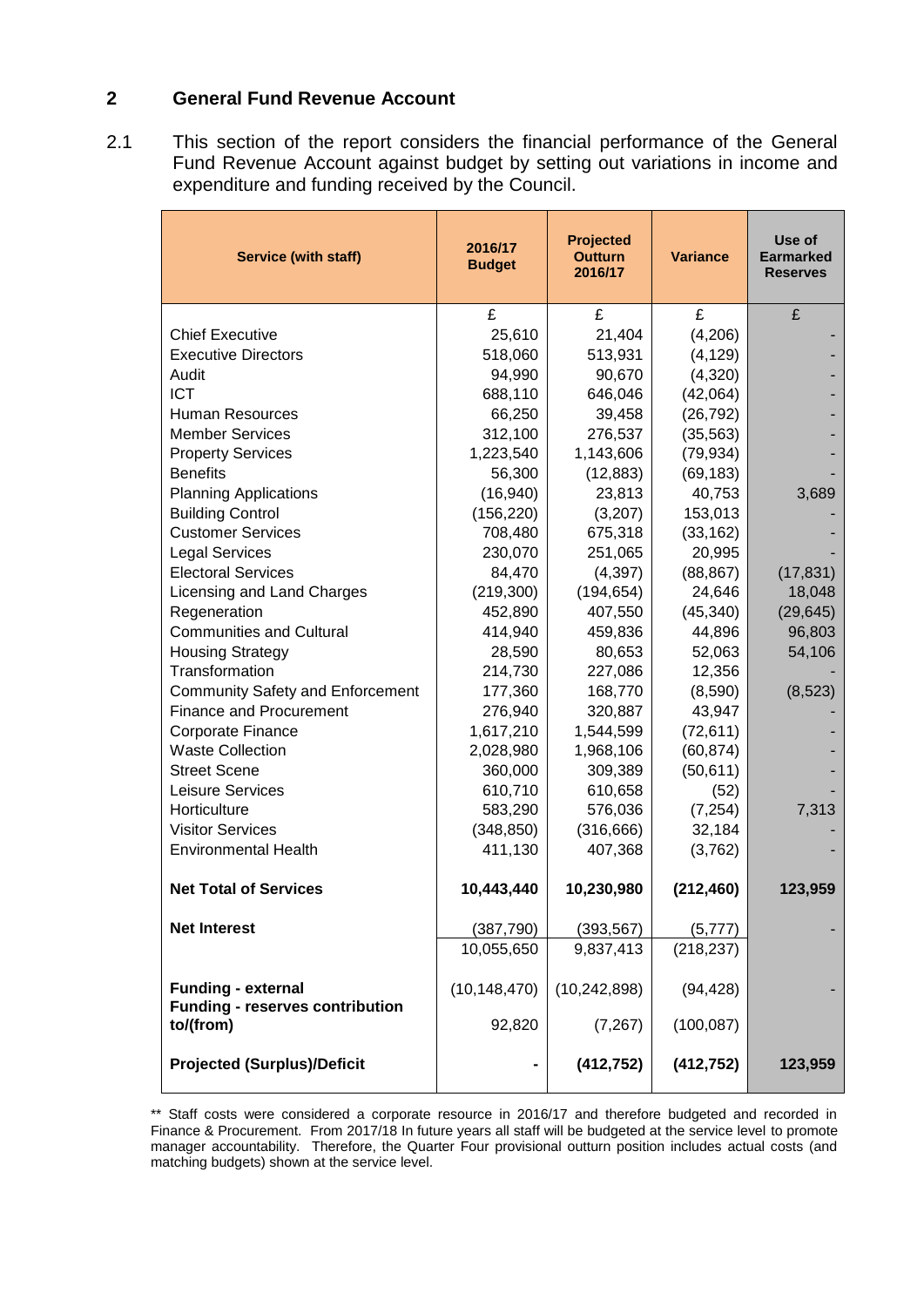## 2 General Fund Revenue Account

2.1 This section of the report considers the financial performance of the General Fund Revenue Account against budget by setting out variations in income and expenditure and funding received by the Council.

| Service (with staff) | 2016/17 Budget | Projected Outturn 2016/17 | Variance | Use of Earmarked Reserves |
|---|---|---|---|---|
| | £ | £ | £ | £ |
| Chief Executive | 25,610 | 21,404 | (4,206) | - |
| Executive Directors | 518,060 | 513,931 | (4,129) | - |
| Audit | 94,990 | 90,670 | (4,320) | - |
| ICT | 688,110 | 646,046 | (42,064) | - |
| Human Resources | 66,250 | 39,458 | (26,792) | - |
| Member Services | 312,100 | 276,537 | (35,563) | - |
| Property Services | 1,223,540 | 1,143,606 | (79,934) | - |
| Benefits | 56,300 | (12,883) | (69,183) | - |
| Planning Applications | (16,940) | 23,813 | 40,753 | 3,689 |
| Building Control | (156,220) | (3,207) | 153,013 | - |
| Customer Services | 708,480 | 675,318 | (33,162) | - |
| Legal Services | 230,070 | 251,065 | 20,995 | - |
| Electoral Services | 84,470 | (4,397) | (88,867) | (17,831) |
| Licensing and Land Charges | (219,300) | (194,654) | 24,646 | 18,048 |
| Regeneration | 452,890 | 407,550 | (45,340) | (29,645) |
| Communities and Cultural | 414,940 | 459,836 | 44,896 | 96,803 |
| Housing Strategy | 28,590 | 80,653 | 52,063 | 54,106 |
| Transformation | 214,730 | 227,086 | 12,356 | - |
| Community Safety and Enforcement | 177,360 | 168,770 | (8,590) | (8,523) |
| Finance and Procurement | 276,940 | 320,887 | 43,947 | - |
| Corporate Finance | 1,617,210 | 1,544,599 | (72,611) | - |
| Waste Collection | 2,028,980 | 1,968,106 | (60,874) | - |
| Street Scene | 360,000 | 309,389 | (50,611) | - |
| Leisure Services | 610,710 | 610,658 | (52) | - |
| Horticulture | 583,290 | 576,036 | (7,254) | 7,313 |
| Visitor Services | (348,850) | (316,666) | 32,184 | - |
| Environmental Health | 411,130 | 407,368 | (3,762) | - |
| **Net Total of Services** | **10,443,440** | **10,230,980** | **(212,460)** | **123,959** |
| **Net Interest** | (387,790) | (393,567) | (5,777) | - |
| | 10,055,650 | 9,837,413 | (218,237) | |
| **Funding - external** | (10,148,470) | (10,242,898) | (94,428) | - |
| **Funding - reserves contribution to/(from)** | 92,820 | (7,267) | (100,087) | |
| **Projected (Surplus)/Deficit** | **-** | **(412,752)** | **(412,752)** | **123,959** |

** Staff costs were considered a corporate resource in 2016/17 and therefore budgeted and recorded in Finance & Procurement. From 2017/18 In future years all staff will be budgeted at the service level to promote manager accountability. Therefore, the Quarter Four provisional outturn position includes actual costs (and matching budgets) shown at the service level.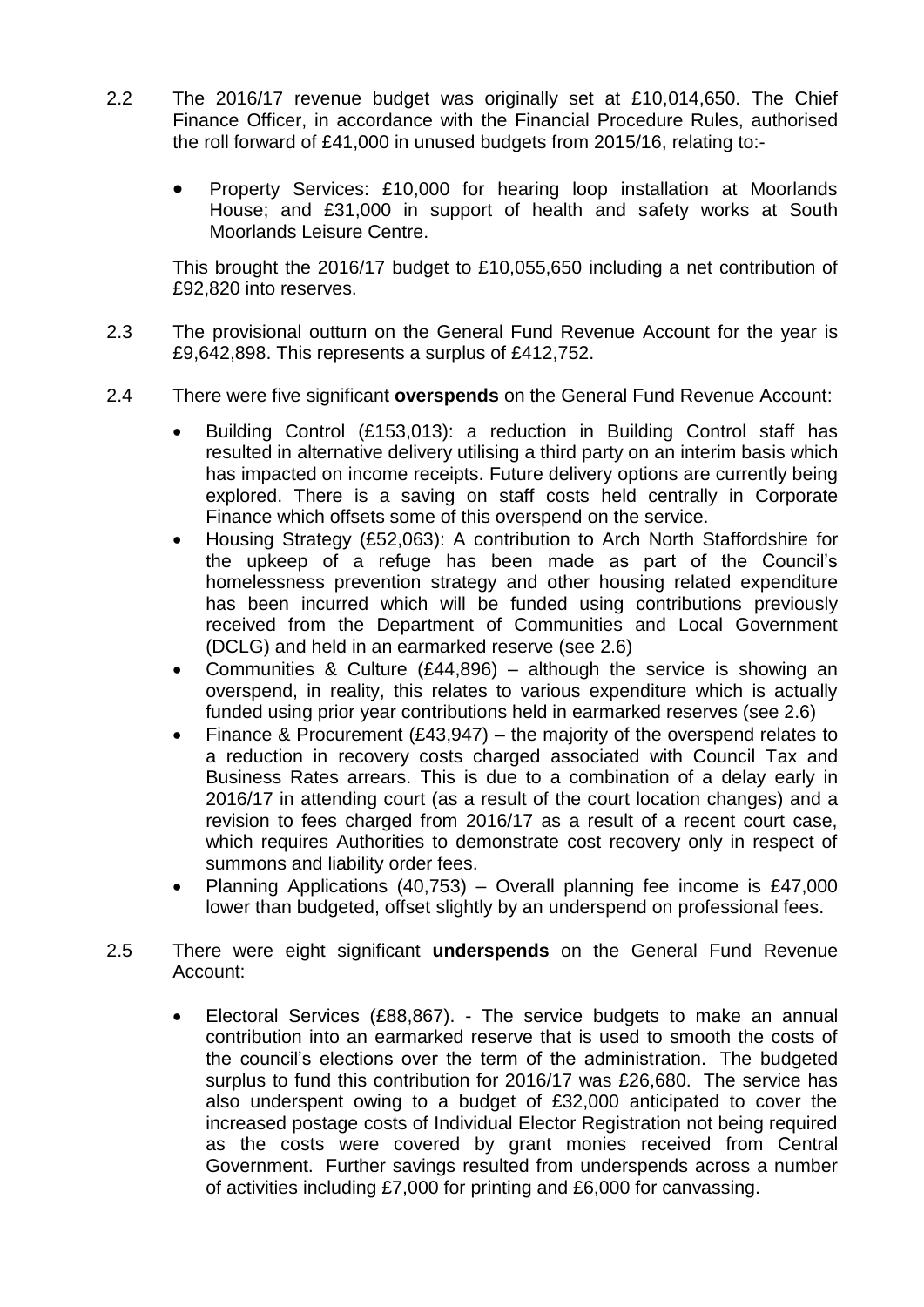2.2 The 2016/17 revenue budget was originally set at £10,014,650. The Chief Finance Officer, in accordance with the Financial Procedure Rules, authorised the roll forward of £41,000 in unused budgets from 2015/16, relating to:-

- Property Services: £10,000 for hearing loop installation at Moorlands House; and £31,000 in support of health and safety works at South Moorlands Leisure Centre.

This brought the 2016/17 budget to £10,055,650 including a net contribution of £92,820 into reserves.

2.3 The provisional outturn on the General Fund Revenue Account for the year is £9,642,898. This represents a surplus of £412,752.

2.4 There were five significant **overspends** on the General Fund Revenue Account:

- Building Control (£153,013): a reduction in Building Control staff has resulted in alternative delivery utilising a third party on an interim basis which has impacted on income receipts. Future delivery options are currently being explored. There is a saving on staff costs held centrally in Corporate Finance which offsets some of this overspend on the service.
- Housing Strategy (£52,063): A contribution to Arch North Staffordshire for the upkeep of a refuge has been made as part of the Council's homelessness prevention strategy and other housing related expenditure has been incurred which will be funded using contributions previously received from the Department of Communities and Local Government (DCLG) and held in an earmarked reserve (see 2.6)
- Communities & Culture (£44,896) – although the service is showing an overspend, in reality, this relates to various expenditure which is actually funded using prior year contributions held in earmarked reserves (see 2.6)
- Finance & Procurement (£43,947) – the majority of the overspend relates to a reduction in recovery costs charged associated with Council Tax and Business Rates arrears. This is due to a combination of a delay early in 2016/17 in attending court (as a result of the court location changes) and a revision to fees charged from 2016/17 as a result of a recent court case, which requires Authorities to demonstrate cost recovery only in respect of summons and liability order fees.
- Planning Applications (40,753) – Overall planning fee income is £47,000 lower than budgeted, offset slightly by an underspend on professional fees.

2.5 There were eight significant **underspends** on the General Fund Revenue Account:

- Electoral Services (£88,867). - The service budgets to make an annual contribution into an earmarked reserve that is used to smooth the costs of the council's elections over the term of the administration. The budgeted surplus to fund this contribution for 2016/17 was £26,680. The service has also underspent owing to a budget of £32,000 anticipated to cover the increased postage costs of Individual Elector Registration not being required as the costs were covered by grant monies received from Central Government. Further savings resulted from underspends across a number of activities including £7,000 for printing and £6,000 for canvassing.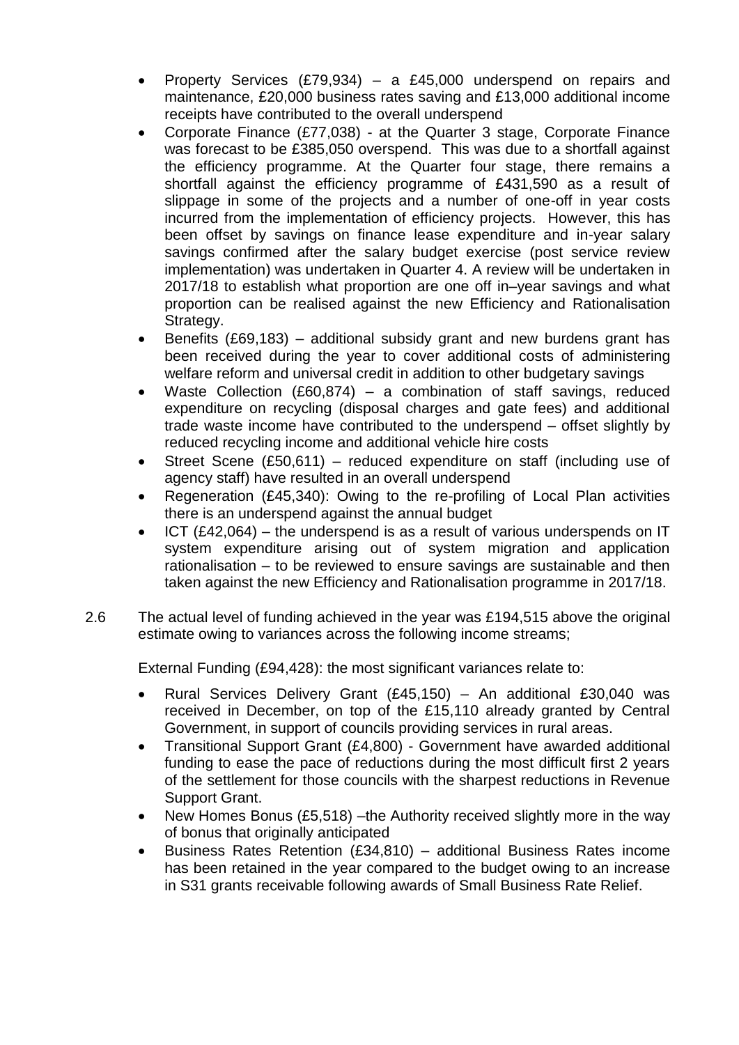- Property Services (£79,934) – a £45,000 underspend on repairs and maintenance, £20,000 business rates saving and £13,000 additional income receipts have contributed to the overall underspend
- Corporate Finance (£77,038) - at the Quarter 3 stage, Corporate Finance was forecast to be £385,050 overspend. This was due to a shortfall against the efficiency programme. At the Quarter four stage, there remains a shortfall against the efficiency programme of £431,590 as a result of slippage in some of the projects and a number of one-off in year costs incurred from the implementation of efficiency projects. However, this has been offset by savings on finance lease expenditure and in-year salary savings confirmed after the salary budget exercise (post service review implementation) was undertaken in Quarter 4. A review will be undertaken in 2017/18 to establish what proportion are one off in–year savings and what proportion can be realised against the new Efficiency and Rationalisation Strategy.
- Benefits (£69,183) – additional subsidy grant and new burdens grant has been received during the year to cover additional costs of administering welfare reform and universal credit in addition to other budgetary savings
- Waste Collection (£60,874) – a combination of staff savings, reduced expenditure on recycling (disposal charges and gate fees) and additional trade waste income have contributed to the underspend – offset slightly by reduced recycling income and additional vehicle hire costs
- Street Scene (£50,611) – reduced expenditure on staff (including use of agency staff) have resulted in an overall underspend
- Regeneration (£45,340): Owing to the re-profiling of Local Plan activities there is an underspend against the annual budget
- ICT (£42,064) – the underspend is as a result of various underspends on IT system expenditure arising out of system migration and application rationalisation – to be reviewed to ensure savings are sustainable and then taken against the new Efficiency and Rationalisation programme in 2017/18.

2.6 The actual level of funding achieved in the year was £194,515 above the original estimate owing to variances across the following income streams;

External Funding (£94,428): the most significant variances relate to:

- Rural Services Delivery Grant (£45,150) – An additional £30,040 was received in December, on top of the £15,110 already granted by Central Government, in support of councils providing services in rural areas.
- Transitional Support Grant (£4,800) - Government have awarded additional funding to ease the pace of reductions during the most difficult first 2 years of the settlement for those councils with the sharpest reductions in Revenue Support Grant.
- New Homes Bonus (£5,518) –the Authority received slightly more in the way of bonus that originally anticipated
- Business Rates Retention (£34,810) – additional Business Rates income has been retained in the year compared to the budget owing to an increase in S31 grants receivable following awards of Small Business Rate Relief.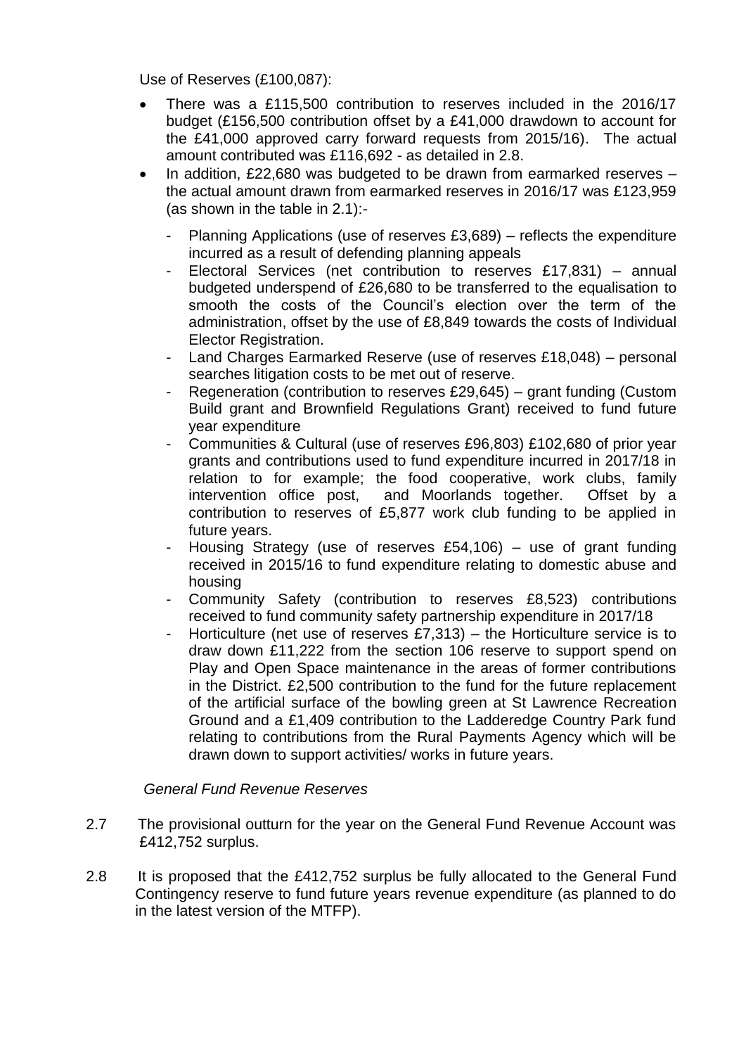Use of Reserves (£100,087):

- There was a £115,500 contribution to reserves included in the 2016/17 budget (£156,500 contribution offset by a £41,000 drawdown to account for the £41,000 approved carry forward requests from 2015/16). The actual amount contributed was £116,692 - as detailed in 2.8.
- In addition, £22,680 was budgeted to be drawn from earmarked reserves – the actual amount drawn from earmarked reserves in 2016/17 was £123,959 (as shown in the table in 2.1):-
  - Planning Applications (use of reserves £3,689) – reflects the expenditure incurred as a result of defending planning appeals
  - Electoral Services (net contribution to reserves £17,831) – annual budgeted underspend of £26,680 to be transferred to the equalisation to smooth the costs of the Council's election over the term of the administration, offset by the use of £8,849 towards the costs of Individual Elector Registration.
  - Land Charges Earmarked Reserve (use of reserves £18,048) – personal searches litigation costs to be met out of reserve.
  - Regeneration (contribution to reserves £29,645) – grant funding (Custom Build grant and Brownfield Regulations Grant) received to fund future year expenditure
  - Communities & Cultural (use of reserves £96,803) £102,680 of prior year grants and contributions used to fund expenditure incurred in 2017/18 in relation to for example; the food cooperative, work clubs, family intervention office post, and Moorlands together. Offset by a contribution to reserves of £5,877 work club funding to be applied in future years.
  - Housing Strategy (use of reserves £54,106) – use of grant funding received in 2015/16 to fund expenditure relating to domestic abuse and housing
  - Community Safety (contribution to reserves £8,523) contributions received to fund community safety partnership expenditure in 2017/18
  - Horticulture (net use of reserves £7,313) – the Horticulture service is to draw down £11,222 from the section 106 reserve to support spend on Play and Open Space maintenance in the areas of former contributions in the District. £2,500 contribution to the fund for the future replacement of the artificial surface of the bowling green at St Lawrence Recreation Ground and a £1,409 contribution to the Ladderedge Country Park fund relating to contributions from the Rural Payments Agency which will be drawn down to support activities/ works in future years.

*General Fund Revenue Reserves*

2.7 The provisional outturn for the year on the General Fund Revenue Account was £412,752 surplus.

2.8 It is proposed that the £412,752 surplus be fully allocated to the General Fund Contingency reserve to fund future years revenue expenditure (as planned to do in the latest version of the MTFP).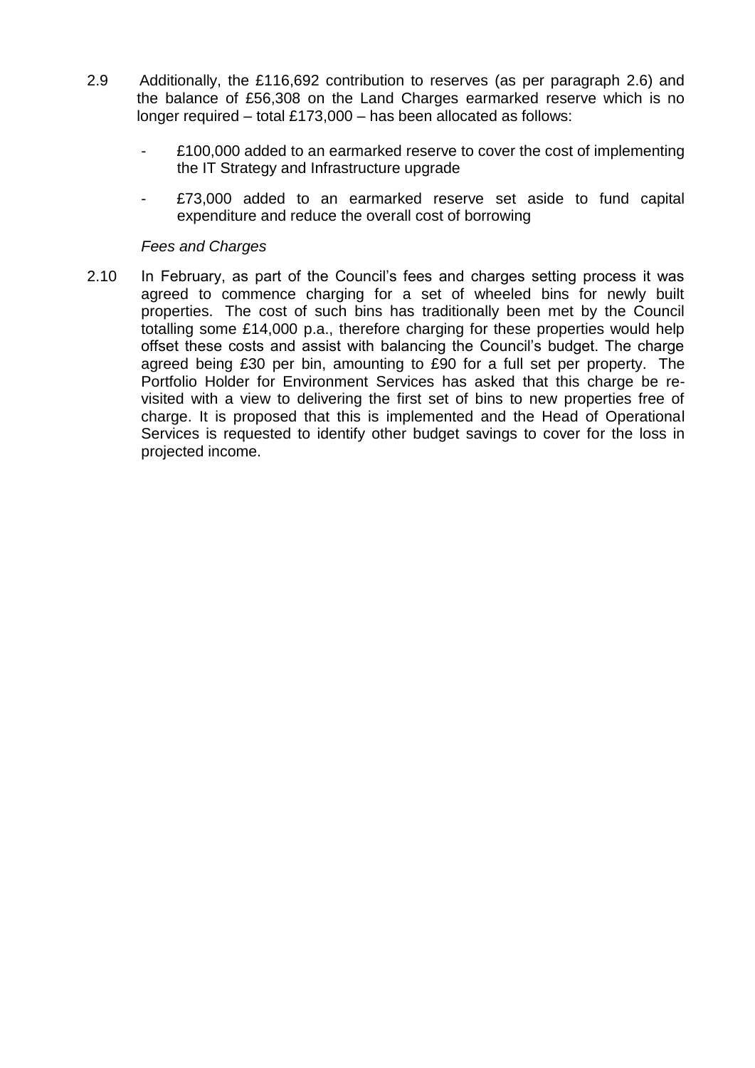2.9 Additionally, the £116,692 contribution to reserves (as per paragraph 2.6) and the balance of £56,308 on the Land Charges earmarked reserve which is no longer required – total £173,000 – has been allocated as follows:

- £100,000 added to an earmarked reserve to cover the cost of implementing the IT Strategy and Infrastructure upgrade
- £73,000 added to an earmarked reserve set aside to fund capital expenditure and reduce the overall cost of borrowing

*Fees and Charges*

2.10 In February, as part of the Council's fees and charges setting process it was agreed to commence charging for a set of wheeled bins for newly built properties. The cost of such bins has traditionally been met by the Council totalling some £14,000 p.a., therefore charging for these properties would help offset these costs and assist with balancing the Council's budget. The charge agreed being £30 per bin, amounting to £90 for a full set per property. The Portfolio Holder for Environment Services has asked that this charge be re-visited with a view to delivering the first set of bins to new properties free of charge. It is proposed that this is implemented and the Head of Operational Services is requested to identify other budget savings to cover for the loss in projected income.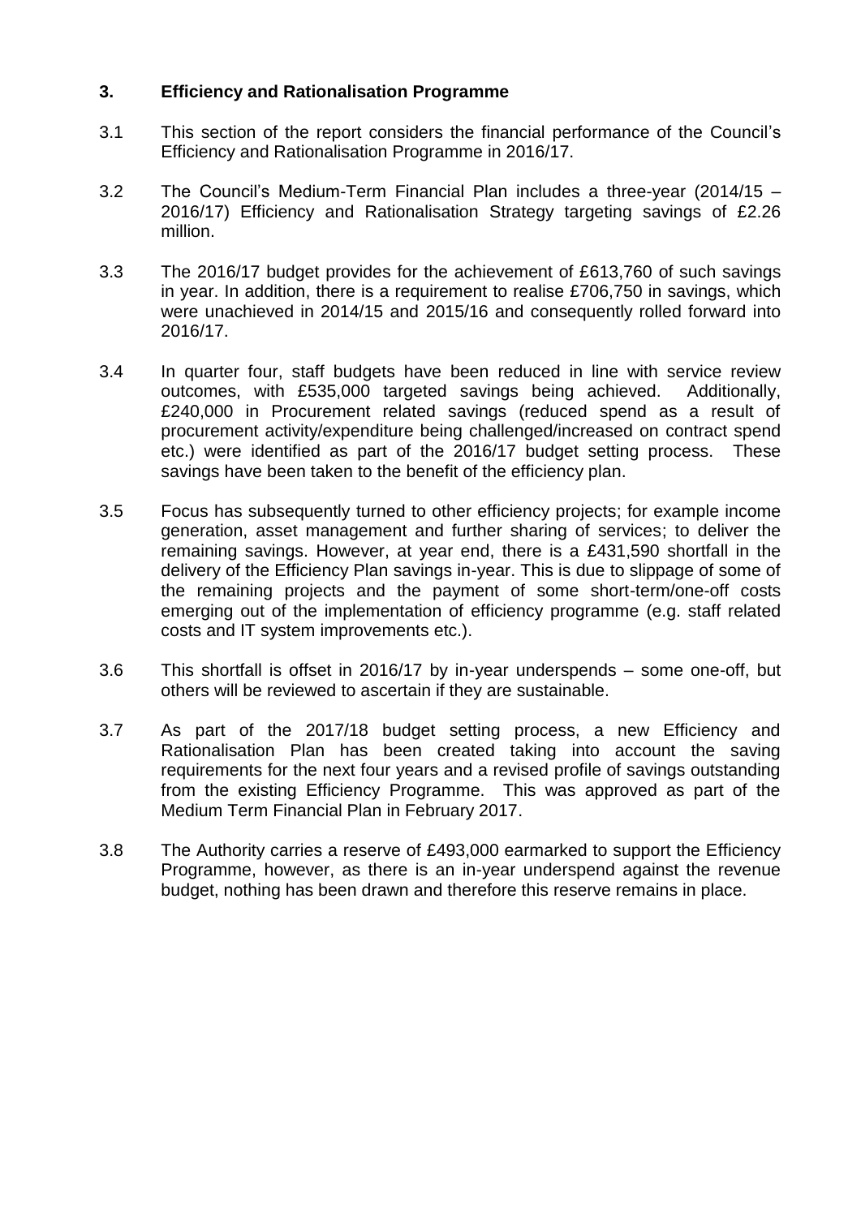## 3. Efficiency and Rationalisation Programme

3.1 This section of the report considers the financial performance of the Council's Efficiency and Rationalisation Programme in 2016/17.

3.2 The Council's Medium-Term Financial Plan includes a three-year (2014/15 – 2016/17) Efficiency and Rationalisation Strategy targeting savings of £2.26 million.

3.3 The 2016/17 budget provides for the achievement of £613,760 of such savings in year. In addition, there is a requirement to realise £706,750 in savings, which were unachieved in 2014/15 and 2015/16 and consequently rolled forward into 2016/17.

3.4 In quarter four, staff budgets have been reduced in line with service review outcomes, with £535,000 targeted savings being achieved. Additionally, £240,000 in Procurement related savings (reduced spend as a result of procurement activity/expenditure being challenged/increased on contract spend etc.) were identified as part of the 2016/17 budget setting process. These savings have been taken to the benefit of the efficiency plan.

3.5 Focus has subsequently turned to other efficiency projects; for example income generation, asset management and further sharing of services; to deliver the remaining savings. However, at year end, there is a £431,590 shortfall in the delivery of the Efficiency Plan savings in-year. This is due to slippage of some of the remaining projects and the payment of some short-term/one-off costs emerging out of the implementation of efficiency programme (e.g. staff related costs and IT system improvements etc.).

3.6 This shortfall is offset in 2016/17 by in-year underspends – some one-off, but others will be reviewed to ascertain if they are sustainable.

3.7 As part of the 2017/18 budget setting process, a new Efficiency and Rationalisation Plan has been created taking into account the saving requirements for the next four years and a revised profile of savings outstanding from the existing Efficiency Programme. This was approved as part of the Medium Term Financial Plan in February 2017.

3.8 The Authority carries a reserve of £493,000 earmarked to support the Efficiency Programme, however, as there is an in-year underspend against the revenue budget, nothing has been drawn and therefore this reserve remains in place.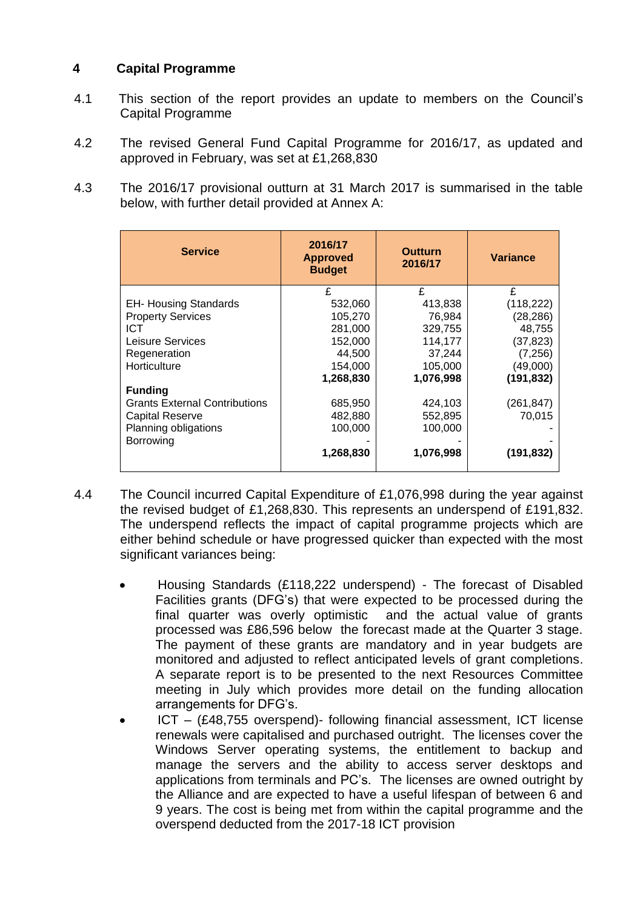## 4 Capital Programme

4.1 This section of the report provides an update to members on the Council's Capital Programme

4.2 The revised General Fund Capital Programme for 2016/17, as updated and approved in February, was set at £1,268,830

4.3 The 2016/17 provisional outturn at 31 March 2017 is summarised in the table below, with further detail provided at Annex A:

| Service | 2016/17 Approved Budget | Outturn 2016/17 | Variance |
|---|---|---|---|
| | £ | £ | £ |
| EH- Housing Standards | 532,060 | 413,838 | (118,222) |
| Property Services | 105,270 | 76,984 | (28,286) |
| ICT | 281,000 | 329,755 | 48,755 |
| Leisure Services | 152,000 | 114,177 | (37,823) |
| Regeneration | 44,500 | 37,244 | (7,256) |
| Horticulture | 154,000 | 105,000 | (49,000) |
| | **1,268,830** | **1,076,998** | **(191,832)** |
| **Funding** | | | |
| Grants External Contributions | 685,950 | 424,103 | (261,847) |
| Capital Reserve | 482,880 | 552,895 | 70,015 |
| Planning obligations | 100,000 | 100,000 | - |
| Borrowing | - | - | - |
| | **1,268,830** | **1,076,998** | **(191,832)** |

4.4 The Council incurred Capital Expenditure of £1,076,998 during the year against the revised budget of £1,268,830. This represents an underspend of £191,832. The underspend reflects the impact of capital programme projects which are either behind schedule or have progressed quicker than expected with the most significant variances being:

- Housing Standards (£118,222 underspend) - The forecast of Disabled Facilities grants (DFG's) that were expected to be processed during the final quarter was overly optimistic and the actual value of grants processed was £86,596 below the forecast made at the Quarter 3 stage. The payment of these grants are mandatory and in year budgets are monitored and adjusted to reflect anticipated levels of grant completions. A separate report is to be presented to the next Resources Committee meeting in July which provides more detail on the funding allocation arrangements for DFG's.
- ICT – (£48,755 overspend)- following financial assessment, ICT license renewals were capitalised and purchased outright. The licenses cover the Windows Server operating systems, the entitlement to backup and manage the servers and the ability to access server desktops and applications from terminals and PC's. The licenses are owned outright by the Alliance and are expected to have a useful lifespan of between 6 and 9 years. The cost is being met from within the capital programme and the overspend deducted from the 2017-18 ICT provision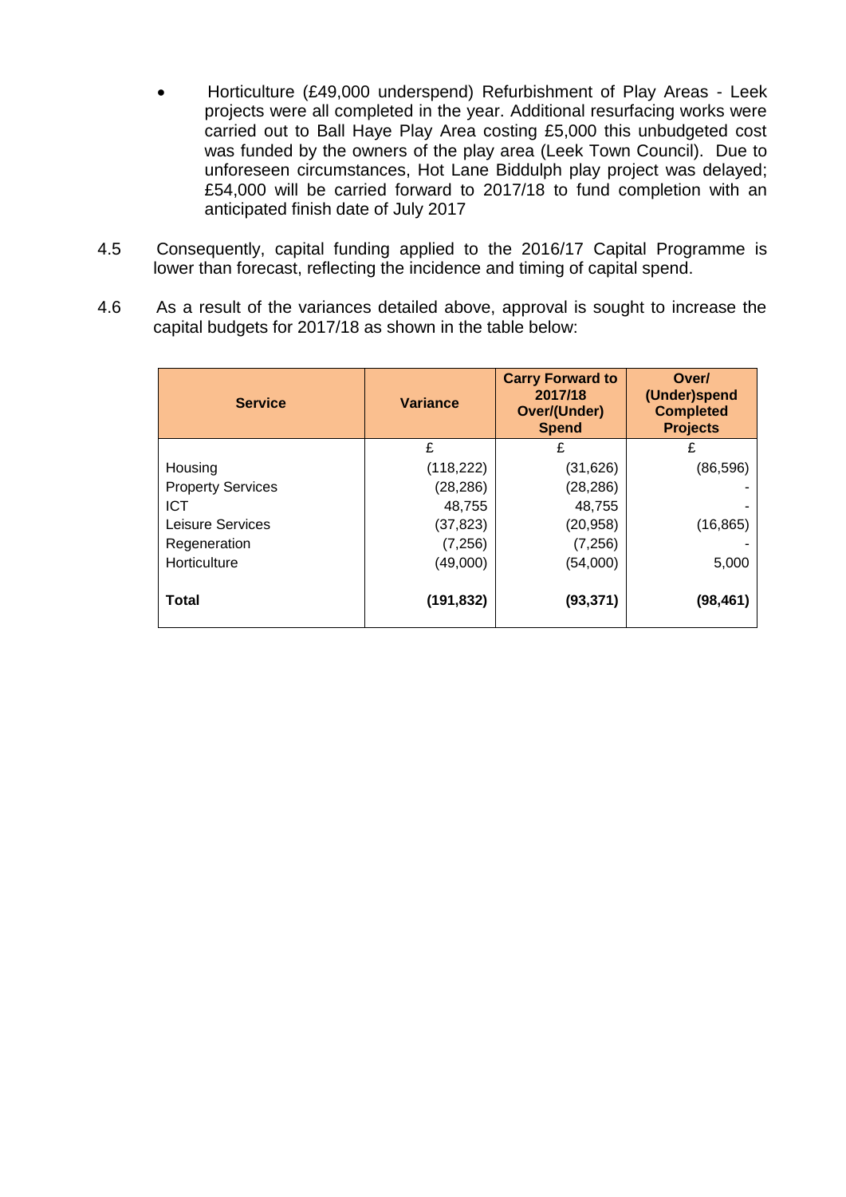- Horticulture (£49,000 underspend) Refurbishment of Play Areas - Leek projects were all completed in the year. Additional resurfacing works were carried out to Ball Haye Play Area costing £5,000 this unbudgeted cost was funded by the owners of the play area (Leek Town Council). Due to unforeseen circumstances, Hot Lane Biddulph play project was delayed; £54,000 will be carried forward to 2017/18 to fund completion with an anticipated finish date of July 2017

4.5 Consequently, capital funding applied to the 2016/17 Capital Programme is lower than forecast, reflecting the incidence and timing of capital spend.

4.6 As a result of the variances detailed above, approval is sought to increase the capital budgets for 2017/18 as shown in the table below:

| Service | Variance | Carry Forward to 2017/18 Over/(Under) Spend | Over/ (Under)spend Completed Projects |
|---|---|---|---|
| | £ | £ | £ |
| Housing | (118,222) | (31,626) | (86,596) |
| Property Services | (28,286) | (28,286) | - |
| ICT | 48,755 | 48,755 | - |
| Leisure Services | (37,823) | (20,958) | (16,865) |
| Regeneration | (7,256) | (7,256) | - |
| Horticulture | (49,000) | (54,000) | 5,000 |
| **Total** | **(191,832)** | **(93,371)** | **(98,461)** |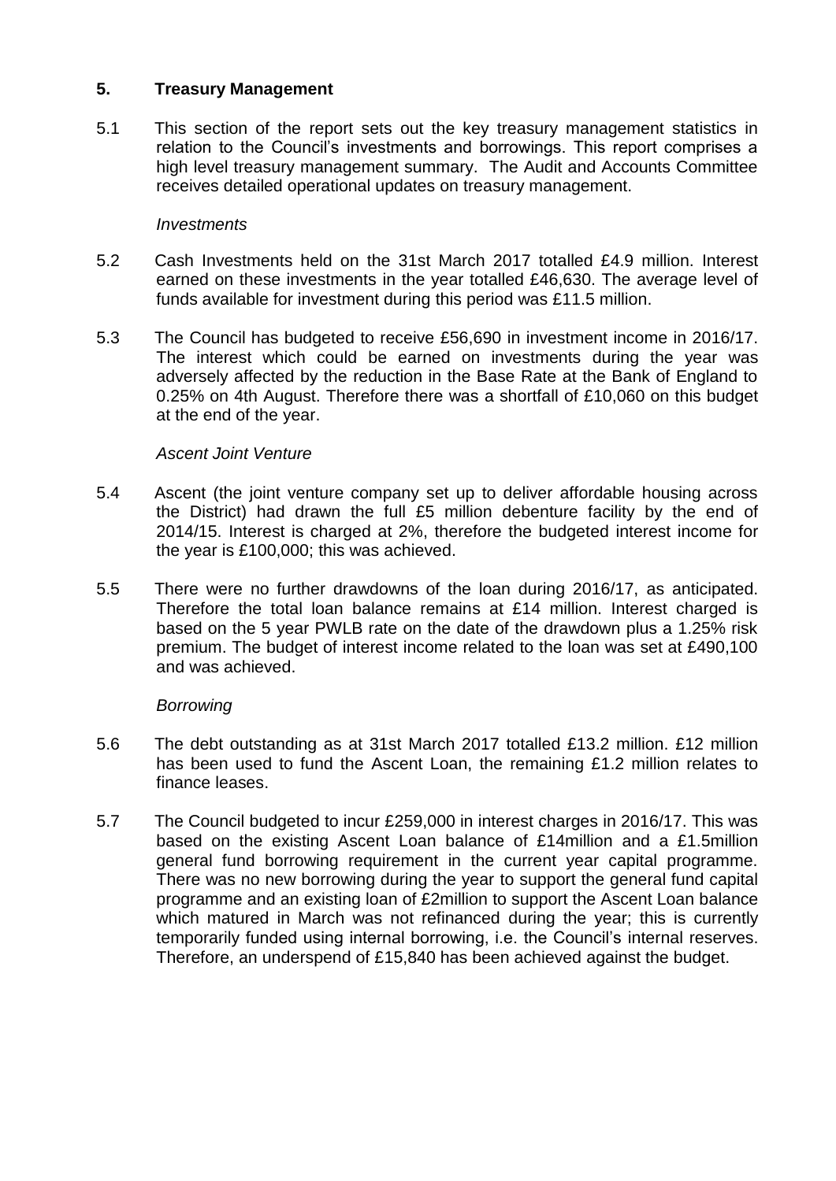## 5. Treasury Management

5.1 This section of the report sets out the key treasury management statistics in relation to the Council's investments and borrowings. This report comprises a high level treasury management summary. The Audit and Accounts Committee receives detailed operational updates on treasury management.

*Investments*

5.2 Cash Investments held on the 31st March 2017 totalled £4.9 million. Interest earned on these investments in the year totalled £46,630. The average level of funds available for investment during this period was £11.5 million.

5.3 The Council has budgeted to receive £56,690 in investment income in 2016/17. The interest which could be earned on investments during the year was adversely affected by the reduction in the Base Rate at the Bank of England to 0.25% on 4th August. Therefore there was a shortfall of £10,060 on this budget at the end of the year.

*Ascent Joint Venture*

5.4 Ascent (the joint venture company set up to deliver affordable housing across the District) had drawn the full £5 million debenture facility by the end of 2014/15. Interest is charged at 2%, therefore the budgeted interest income for the year is £100,000; this was achieved.

5.5 There were no further drawdowns of the loan during 2016/17, as anticipated. Therefore the total loan balance remains at £14 million. Interest charged is based on the 5 year PWLB rate on the date of the drawdown plus a 1.25% risk premium. The budget of interest income related to the loan was set at £490,100 and was achieved.

*Borrowing*

5.6 The debt outstanding as at 31st March 2017 totalled £13.2 million. £12 million has been used to fund the Ascent Loan, the remaining £1.2 million relates to finance leases.

5.7 The Council budgeted to incur £259,000 in interest charges in 2016/17. This was based on the existing Ascent Loan balance of £14million and a £1.5million general fund borrowing requirement in the current year capital programme. There was no new borrowing during the year to support the general fund capital programme and an existing loan of £2million to support the Ascent Loan balance which matured in March was not refinanced during the year; this is currently temporarily funded using internal borrowing, i.e. the Council's internal reserves. Therefore, an underspend of £15,840 has been achieved against the budget.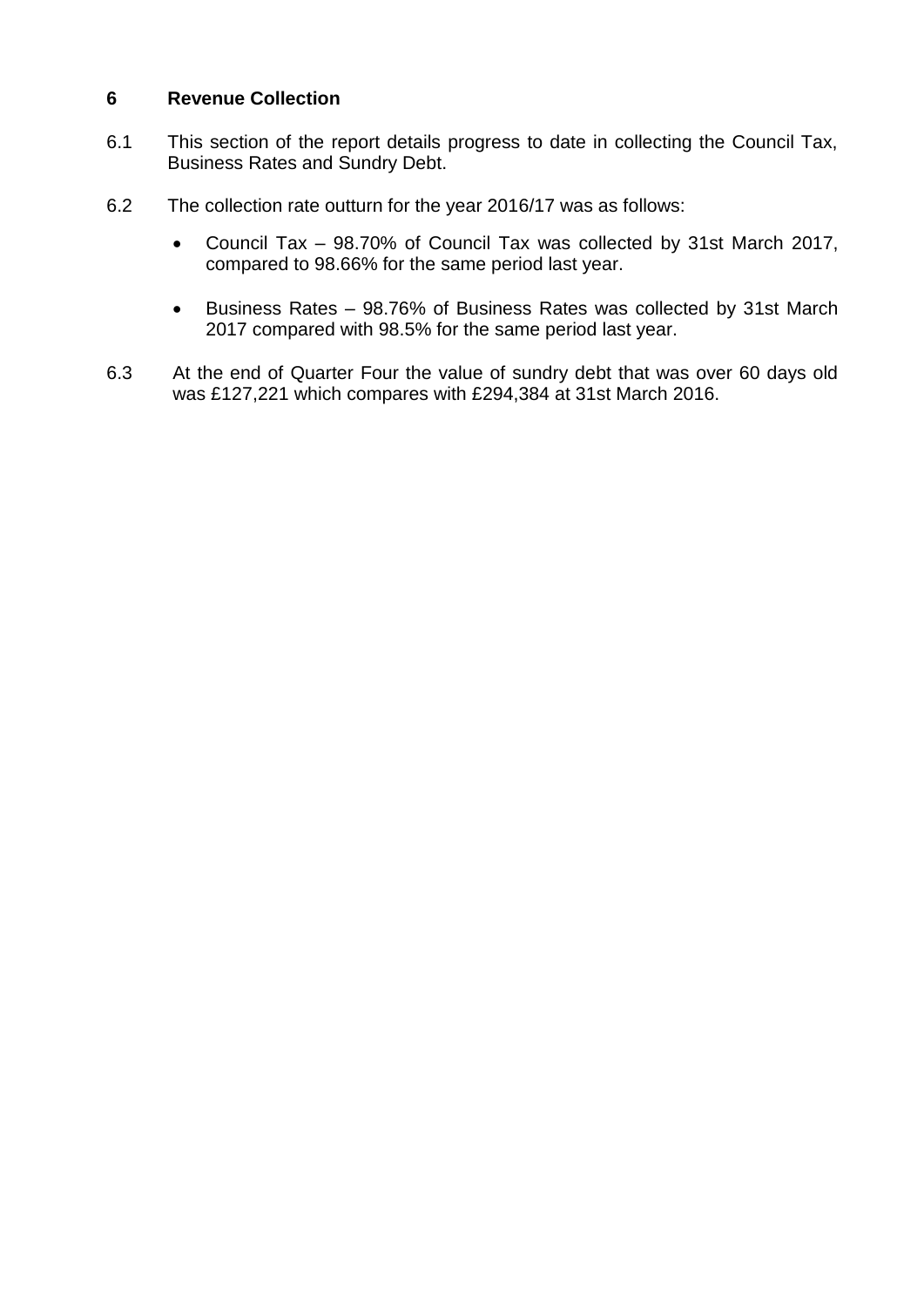## 6 Revenue Collection

6.1 This section of the report details progress to date in collecting the Council Tax, Business Rates and Sundry Debt.

6.2 The collection rate outturn for the year 2016/17 was as follows:

- Council Tax – 98.70% of Council Tax was collected by 31st March 2017, compared to 98.66% for the same period last year.

- Business Rates – 98.76% of Business Rates was collected by 31st March 2017 compared with 98.5% for the same period last year.

6.3 At the end of Quarter Four the value of sundry debt that was over 60 days old was £127,221 which compares with £294,384 at 31st March 2016.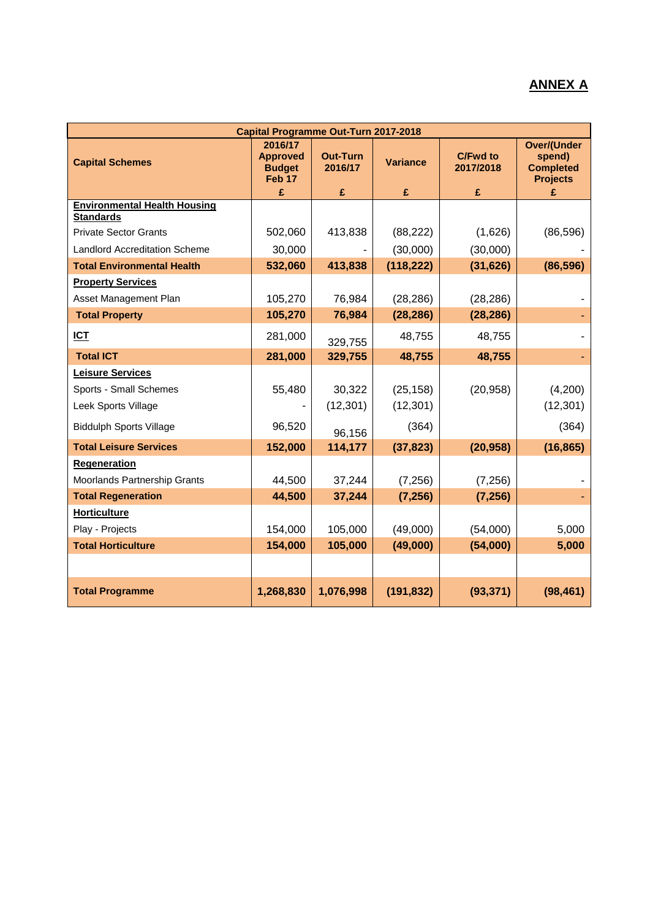## ANNEX A

| Capital Programme Out-Turn 2017-2018 | | | | | |
|---|---|---|---|---|---|
| **Capital Schemes** | **2016/17 Approved Budget Feb 17 £** | **Out-Turn 2016/17 £** | **Variance £** | **C/Fwd to 2017/2018 £** | **Over/(Under spend) Completed Projects £** |
| **Environmental Health Housing Standards** | | | | | |
| Private Sector Grants | 502,060 | 413,838 | (88,222) | (1,626) | (86,596) |
| Landlord Accreditation Scheme | 30,000 | - | (30,000) | (30,000) | - |
| **Total Environmental Health** | **532,060** | **413,838** | **(118,222)** | **(31,626)** | **(86,596)** |
| **Property Services** | | | | | |
| Asset Management Plan | 105,270 | 76,984 | (28,286) | (28,286) | - |
| **Total Property** | **105,270** | **76,984** | **(28,286)** | **(28,286)** | - |
| **ICT** | 281,000 | 329,755 | 48,755 | 48,755 | - |
| **Total ICT** | **281,000** | **329,755** | **48,755** | **48,755** | - |
| **Leisure Services** | | | | | |
| Sports - Small Schemes | 55,480 | 30,322 | (25,158) | (20,958) | (4,200) |
| Leek Sports Village | - | (12,301) | (12,301) | | (12,301) |
| Biddulph Sports Village | 96,520 | 96,156 | (364) | | (364) |
| **Total Leisure Services** | **152,000** | **114,177** | **(37,823)** | **(20,958)** | **(16,865)** |
| **Regeneration** | | | | | |
| Moorlands Partnership Grants | 44,500 | 37,244 | (7,256) | (7,256) | - |
| **Total Regeneration** | **44,500** | **37,244** | **(7,256)** | **(7,256)** | - |
| **Horticulture** | | | | | |
| Play - Projects | 154,000 | 105,000 | (49,000) | (54,000) | 5,000 |
| **Total Horticulture** | **154,000** | **105,000** | **(49,000)** | **(54,000)** | **5,000** |
| | | | | | |
| **Total Programme** | **1,268,830** | **1,076,998** | **(191,832)** | **(93,371)** | **(98,461)** |